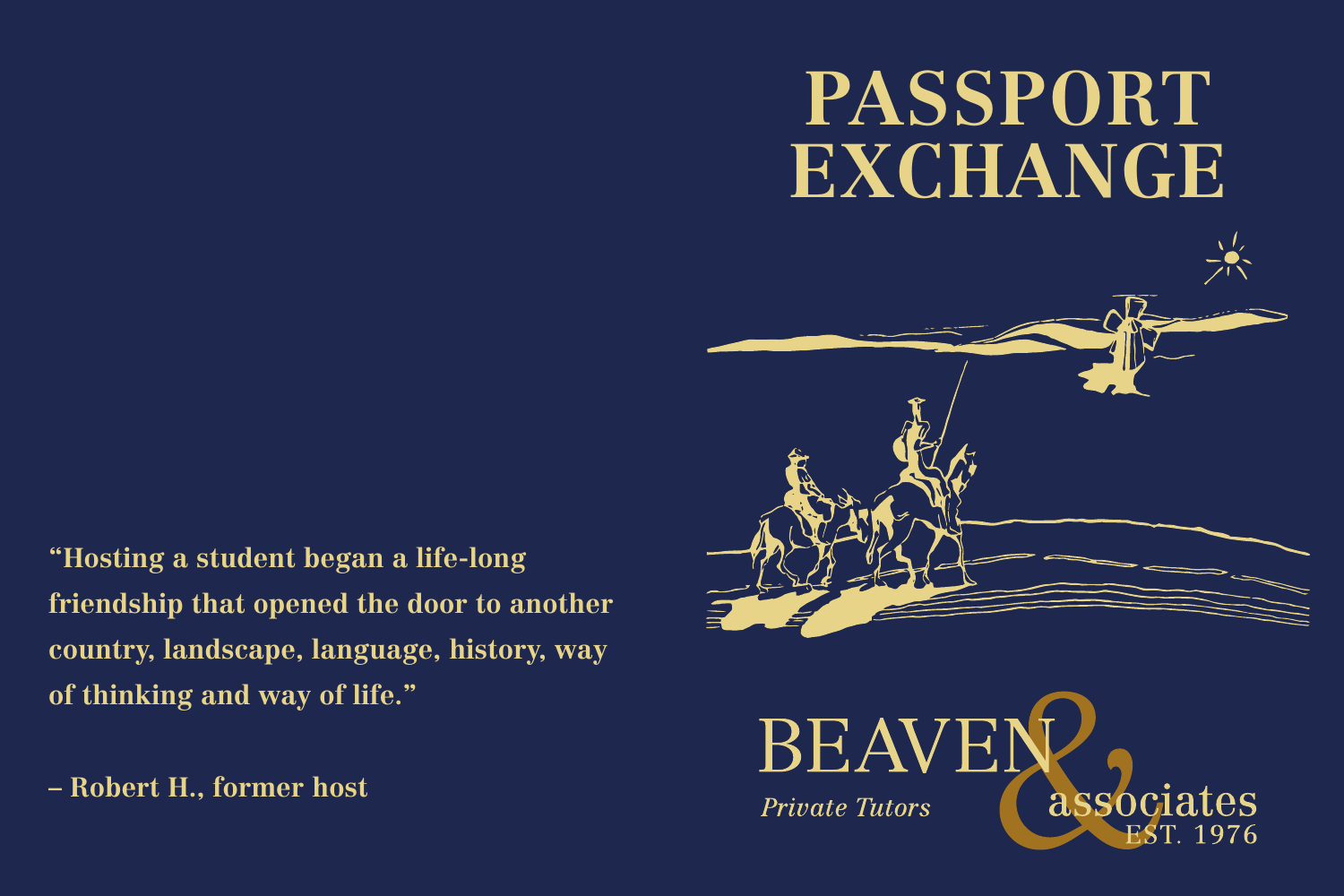# PASSPORT EXCHANGE

**"Hosting a student began a life-long friendship that opened the door to another country, landscape, language, history, way of thinking and way of life."**

**– Robert H., former host**

BEAVEN & associates

*Private Tutors*

EST. 1976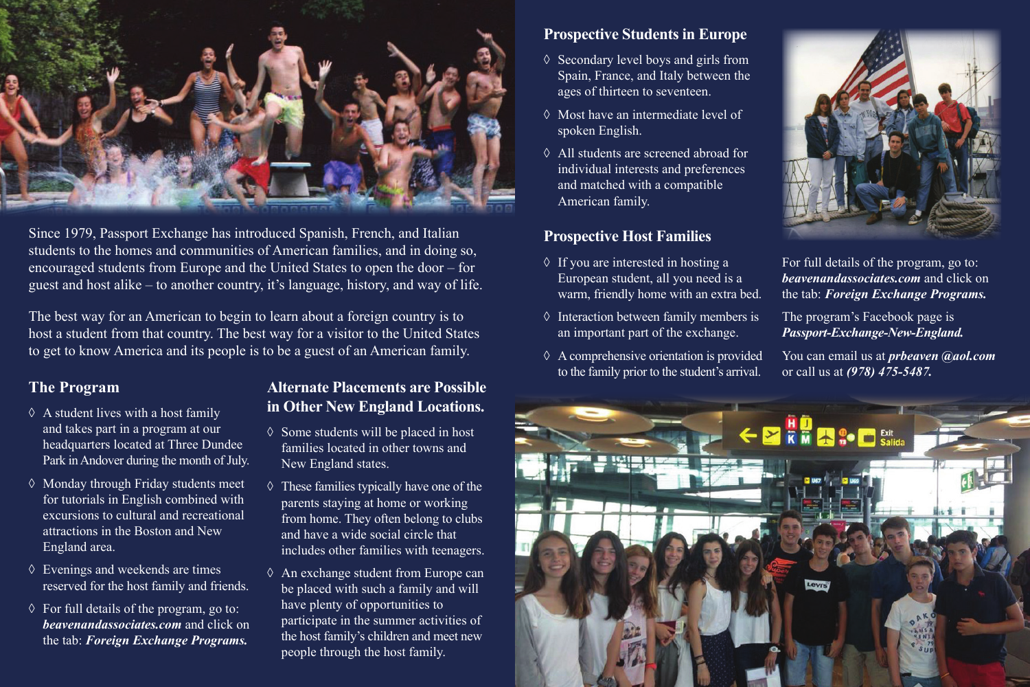Since 1979, Passport Exchange has introduced Spanish, French, and Italian students to the homes and communities of American families, and in doing so, encouraged students from Europe and the United States to open the door – for guest and host alike – to another country, it's language, history, and way of life.

The best way for an American to begin to learn about a foreign country is to host a student from that country. The best way for a visitor to the United States to get to know America and its people is to be a guest of an American family.

## The Program

- A student lives with a host family and takes part in a program at our headquarters located at Three Dundee Park in Andover during the month of July.
- Monday through Friday students meet for tutorials in English combined with excursions to cultural and recreational attractions in the Boston and New England area.
- Evenings and weekends are times reserved for the host family and friends.
- For full details of the program, go to: ***beavenandassociates.com*** and click on the tab: ***Foreign Exchange Programs.***

## Alternate Placements are Possible in Other New England Locations.

- Some students will be placed in host families located in other towns and New England states.
- These families typically have one of the parents staying at home or working from home. They often belong to clubs and have a wide social circle that includes other families with teenagers.
- An exchange student from Europe can be placed with such a family and will have plenty of opportunities to participate in the summer activities of the host family's children and meet new people through the host family.

## Prospective Students in Europe

- Secondary level boys and girls from Spain, France, and Italy between the ages of thirteen to seventeen.
- Most have an intermediate level of spoken English.
- All students are screened abroad for individual interests and preferences and matched with a compatible American family.

## Prospective Host Families

- If you are interested in hosting a European student, all you need is a warm, friendly home with an extra bed.
- Interaction between family members is an important part of the exchange.
- A comprehensive orientation is provided to the family prior to the student's arrival.

For full details of the program, go to: ***beavenandassociates.com*** and click on the tab: ***Foreign Exchange Programs.***

The program's Facebook page is ***Passport-Exchange-New-England.***

You can email us at ***prbeaven @aol.com*** or call us at ***(978) 475-5487.***